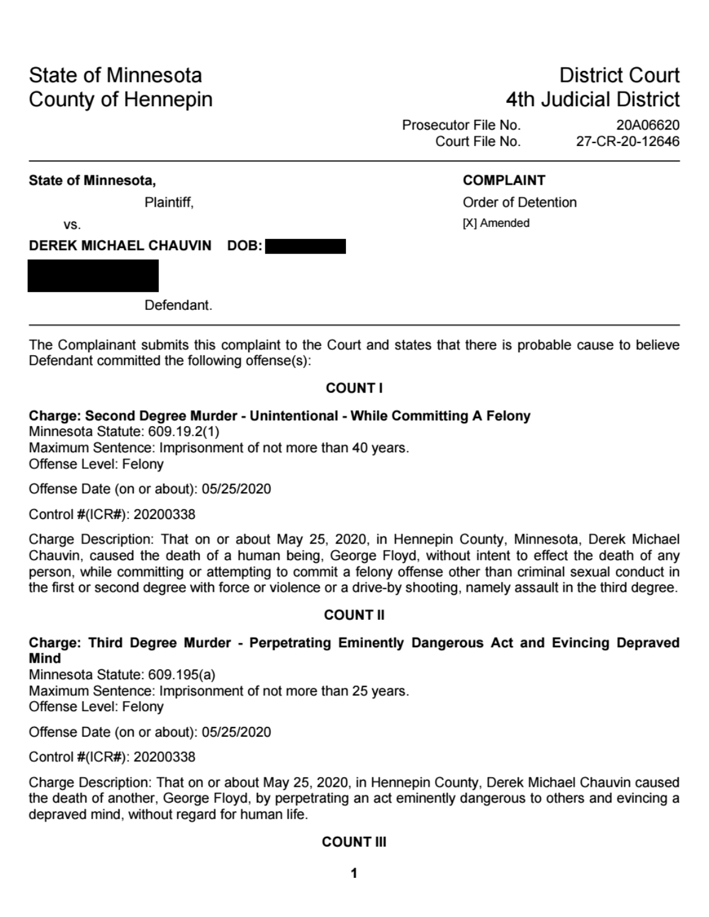State of Minnesota
County of Hennepin

District Court
4th Judicial District

Prosecutor File No. 20A06620
Court File No. 27-CR-20-12646

---

**State of Minnesota,**
Plaintiff,

vs.

**DEREK MICHAEL CHAUVIN DOB:** [REDACTED]

[REDACTED]

Defendant.

**COMPLAINT**
Order of Detention
[X] Amended

---

The Complainant submits this complaint to the Court and states that there is probable cause to believe Defendant committed the following offense(s):

## COUNT I

**Charge: Second Degree Murder - Unintentional - While Committing A Felony**
Minnesota Statute: 609.19.2(1)
Maximum Sentence: Imprisonment of not more than 40 years.
Offense Level: Felony

Offense Date (on or about): 05/25/2020

Control #(ICR#): 20200338

Charge Description: That on or about May 25, 2020, in Hennepin County, Minnesota, Derek Michael Chauvin, caused the death of a human being, George Floyd, without intent to effect the death of any person, while committing or attempting to commit a felony offense other than criminal sexual conduct in the first or second degree with force or violence or a drive-by shooting, namely assault in the third degree.

## COUNT II

**Charge: Third Degree Murder - Perpetrating Eminently Dangerous Act and Evincing Depraved Mind**
Minnesota Statute: 609.195(a)
Maximum Sentence: Imprisonment of not more than 25 years.
Offense Level: Felony

Offense Date (on or about): 05/25/2020

Control #(ICR#): 20200338

Charge Description: That on or about May 25, 2020, in Hennepin County, Derek Michael Chauvin caused the death of another, George Floyd, by perpetrating an act eminently dangerous to others and evincing a depraved mind, without regard for human life.

## COUNT III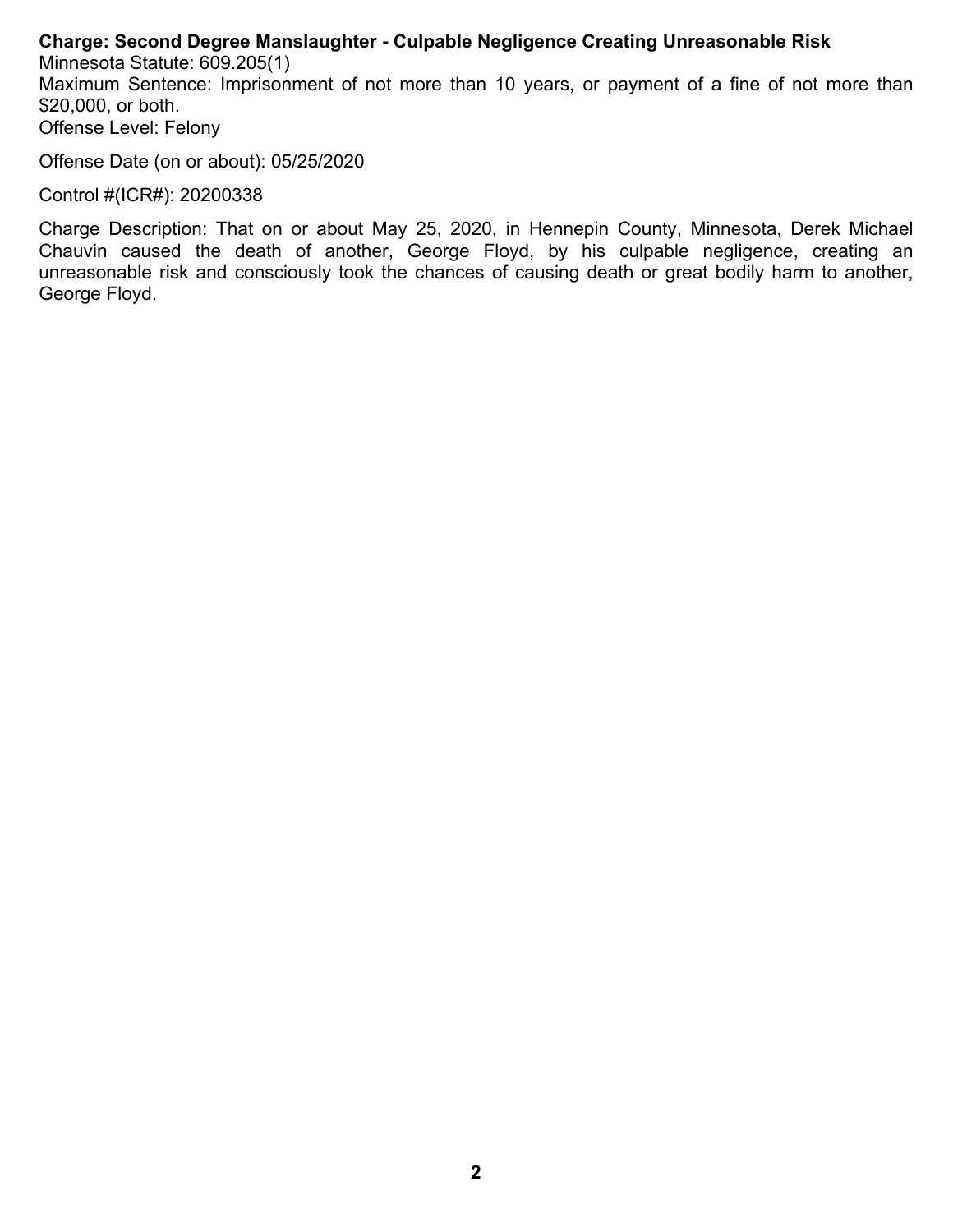**Charge: Second Degree Manslaughter - Culpable Negligence Creating Unreasonable Risk**

Minnesota Statute: 609.205(1)

Maximum Sentence: Imprisonment of not more than 10 years, or payment of a fine of not more than $20,000, or both.

Offense Level: Felony

Offense Date (on or about): 05/25/2020

Control #(ICR#): 20200338

Charge Description: That on or about May 25, 2020, in Hennepin County, Minnesota, Derek Michael Chauvin caused the death of another, George Floyd, by his culpable negligence, creating an unreasonable risk and consciously took the chances of causing death or great bodily harm to another, George Floyd.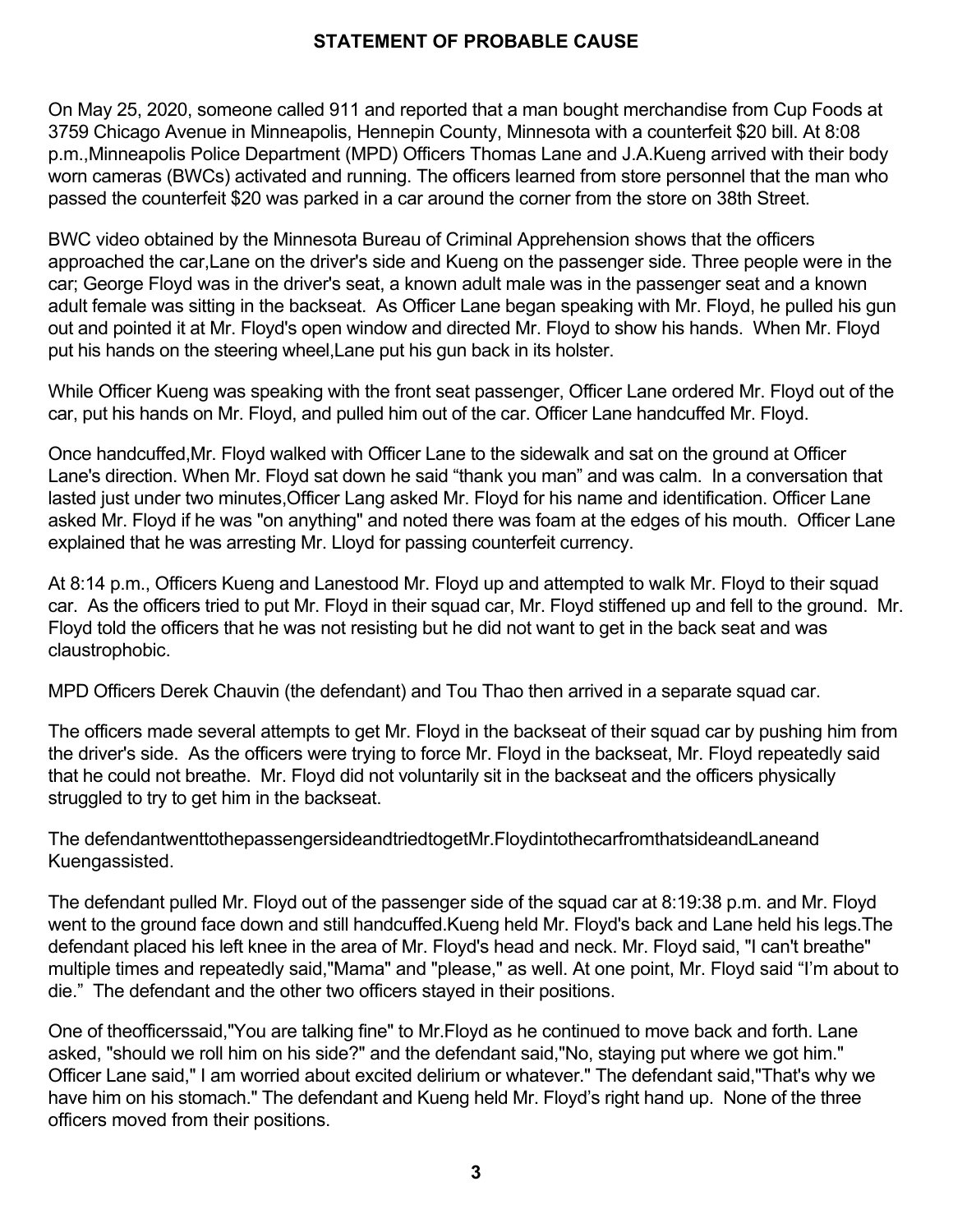## STATEMENT OF PROBABLE CAUSE

On May 25, 2020, someone called 911 and reported that a man bought merchandise from Cup Foods at 3759 Chicago Avenue in Minneapolis, Hennepin County, Minnesota with a counterfeit $20 bill. At 8:08 p.m.,Minneapolis Police Department (MPD) Officers Thomas Lane and J.A.Kueng arrived with their body worn cameras (BWCs) activated and running. The officers learned from store personnel that the man who passed the counterfeit $20 was parked in a car around the corner from the store on 38th Street.

BWC video obtained by the Minnesota Bureau of Criminal Apprehension shows that the officers approached the car,Lane on the driver's side and Kueng on the passenger side. Three people were in the car; George Floyd was in the driver's seat, a known adult male was in the passenger seat and a known adult female was sitting in the backseat. As Officer Lane began speaking with Mr. Floyd, he pulled his gun out and pointed it at Mr. Floyd's open window and directed Mr. Floyd to show his hands. When Mr. Floyd put his hands on the steering wheel,Lane put his gun back in its holster.

While Officer Kueng was speaking with the front seat passenger, Officer Lane ordered Mr. Floyd out of the car, put his hands on Mr. Floyd, and pulled him out of the car. Officer Lane handcuffed Mr. Floyd.

Once handcuffed,Mr. Floyd walked with Officer Lane to the sidewalk and sat on the ground at Officer Lane's direction. When Mr. Floyd sat down he said "thank you man" and was calm. In a conversation that lasted just under two minutes,Officer Lang asked Mr. Floyd for his name and identification. Officer Lane asked Mr. Floyd if he was "on anything" and noted there was foam at the edges of his mouth. Officer Lane explained that he was arresting Mr. Lloyd for passing counterfeit currency.

At 8:14 p.m., Officers Kueng and Lanestood Mr. Floyd up and attempted to walk Mr. Floyd to their squad car. As the officers tried to put Mr. Floyd in their squad car, Mr. Floyd stiffened up and fell to the ground. Mr. Floyd told the officers that he was not resisting but he did not want to get in the back seat and was claustrophobic.

MPD Officers Derek Chauvin (the defendant) and Tou Thao then arrived in a separate squad car.

The officers made several attempts to get Mr. Floyd in the backseat of their squad car by pushing him from the driver's side. As the officers were trying to force Mr. Floyd in the backseat, Mr. Floyd repeatedly said that he could not breathe. Mr. Floyd did not voluntarily sit in the backseat and the officers physically struggled to try to get him in the backseat.

The defendantwenttothepassengersideandtriedtogetMr.FloydintothecarfromthatsideandLaneand Kuengassisted.

The defendant pulled Mr. Floyd out of the passenger side of the squad car at 8:19:38 p.m. and Mr. Floyd went to the ground face down and still handcuffed.Kueng held Mr. Floyd's back and Lane held his legs.The defendant placed his left knee in the area of Mr. Floyd's head and neck. Mr. Floyd said, "I can't breathe" multiple times and repeatedly said,"Mama" and "please," as well. At one point, Mr. Floyd said "I'm about to die." The defendant and the other two officers stayed in their positions.

One of theofficerssaid,"You are talking fine" to Mr.Floyd as he continued to move back and forth. Lane asked, "should we roll him on his side?" and the defendant said,"No, staying put where we got him." Officer Lane said," I am worried about excited delirium or whatever." The defendant said,"That's why we have him on his stomach." The defendant and Kueng held Mr. Floyd's right hand up. None of the three officers moved from their positions.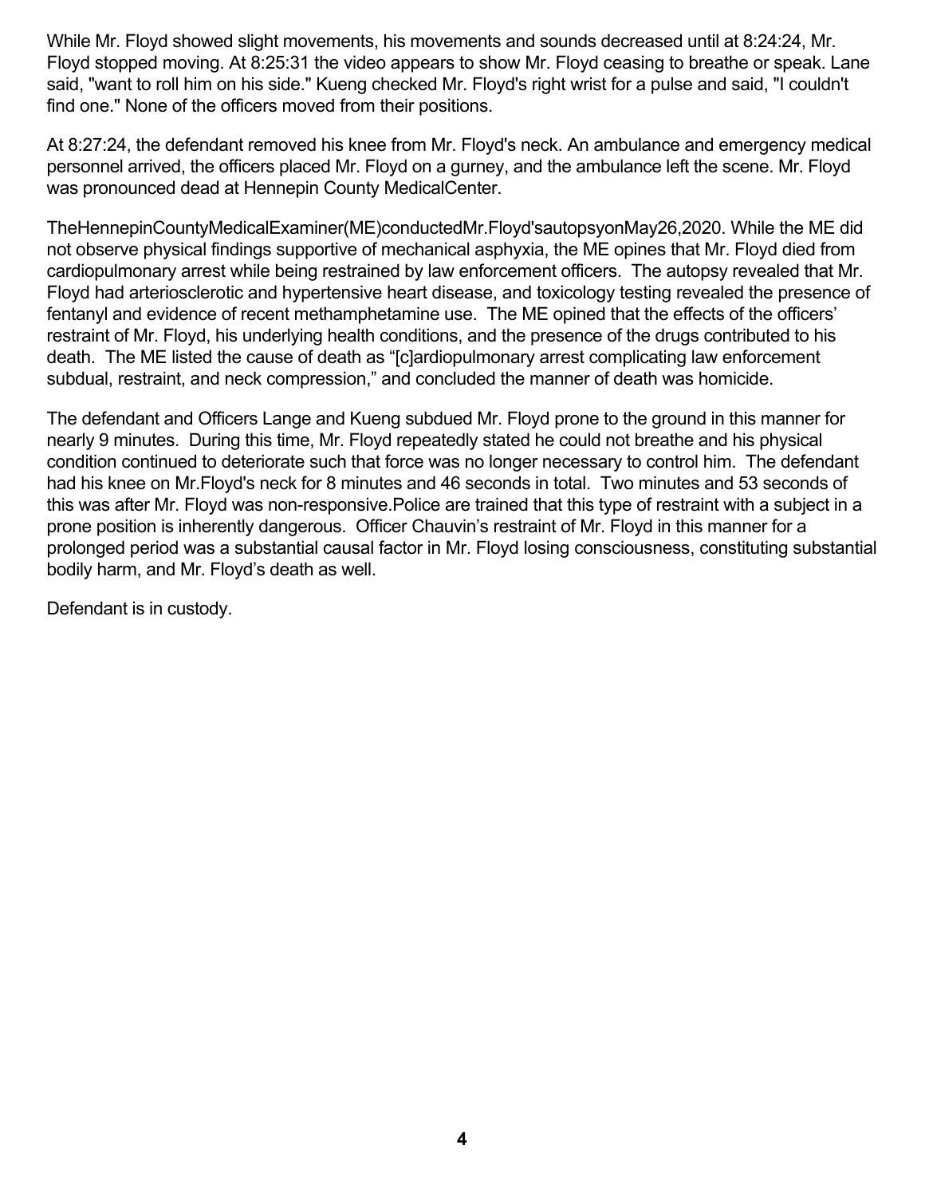While Mr. Floyd showed slight movements, his movements and sounds decreased until at 8:24:24, Mr. Floyd stopped moving. At 8:25:31 the video appears to show Mr. Floyd ceasing to breathe or speak. Lane said, "want to roll him on his side." Kueng checked Mr. Floyd's right wrist for a pulse and said, "I couldn't find one." None of the officers moved from their positions.

At 8:27:24, the defendant removed his knee from Mr. Floyd's neck. An ambulance and emergency medical personnel arrived, the officers placed Mr. Floyd on a gurney, and the ambulance left the scene. Mr. Floyd was pronounced dead at Hennepin County MedicalCenter.

TheHennepinCountyMedicalExaminer(ME)conductedMr.Floyd'sautopsyonMay26,2020. While the ME did not observe physical findings supportive of mechanical asphyxia, the ME opines that Mr. Floyd died from cardiopulmonary arrest while being restrained by law enforcement officers. The autopsy revealed that Mr. Floyd had arteriosclerotic and hypertensive heart disease, and toxicology testing revealed the presence of fentanyl and evidence of recent methamphetamine use. The ME opined that the effects of the officers' restraint of Mr. Floyd, his underlying health conditions, and the presence of the drugs contributed to his death. The ME listed the cause of death as "[c]ardiopulmonary arrest complicating law enforcement subdual, restraint, and neck compression," and concluded the manner of death was homicide.

The defendant and Officers Lange and Kueng subdued Mr. Floyd prone to the ground in this manner for nearly 9 minutes. During this time, Mr. Floyd repeatedly stated he could not breathe and his physical condition continued to deteriorate such that force was no longer necessary to control him. The defendant had his knee on Mr.Floyd's neck for 8 minutes and 46 seconds in total. Two minutes and 53 seconds of this was after Mr. Floyd was non-responsive.Police are trained that this type of restraint with a subject in a prone position is inherently dangerous. Officer Chauvin's restraint of Mr. Floyd in this manner for a prolonged period was a substantial causal factor in Mr. Floyd losing consciousness, constituting substantial bodily harm, and Mr. Floyd's death as well.

Defendant is in custody.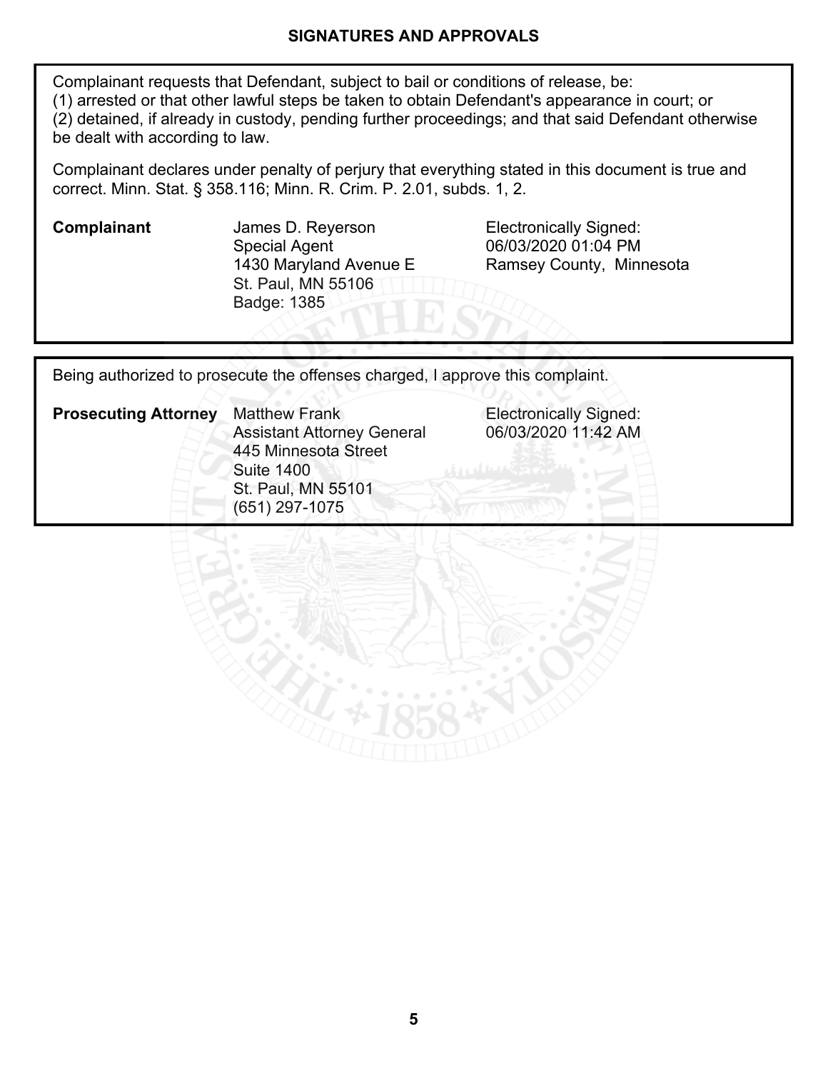## SIGNATURES AND APPROVALS

Complainant requests that Defendant, subject to bail or conditions of release, be:
(1) arrested or that other lawful steps be taken to obtain Defendant's appearance in court; or
(2) detained, if already in custody, pending further proceedings; and that said Defendant otherwise be dealt with according to law.

Complainant declares under penalty of perjury that everything stated in this document is true and correct. Minn. Stat. § 358.116; Minn. R. Crim. P. 2.01, subds. 1, 2.

| | | |
|---|---|---|
| **Complainant** | James D. Reyerson<br>Special Agent<br>1430 Maryland Avenue E<br>St. Paul, MN 55106<br>Badge: 1385 | Electronically Signed:<br>06/03/2020 01:04 PM<br>Ramsey County, Minnesota |

Being authorized to prosecute the offenses charged, I approve this complaint.

| | | |
|---|---|---|
| **Prosecuting Attorney** | Matthew Frank<br>Assistant Attorney General<br>445 Minnesota Street<br>Suite 1400<br>St. Paul, MN 55101<br>(651) 297-1075 | Electronically Signed:<br>06/03/2020 11:42 AM |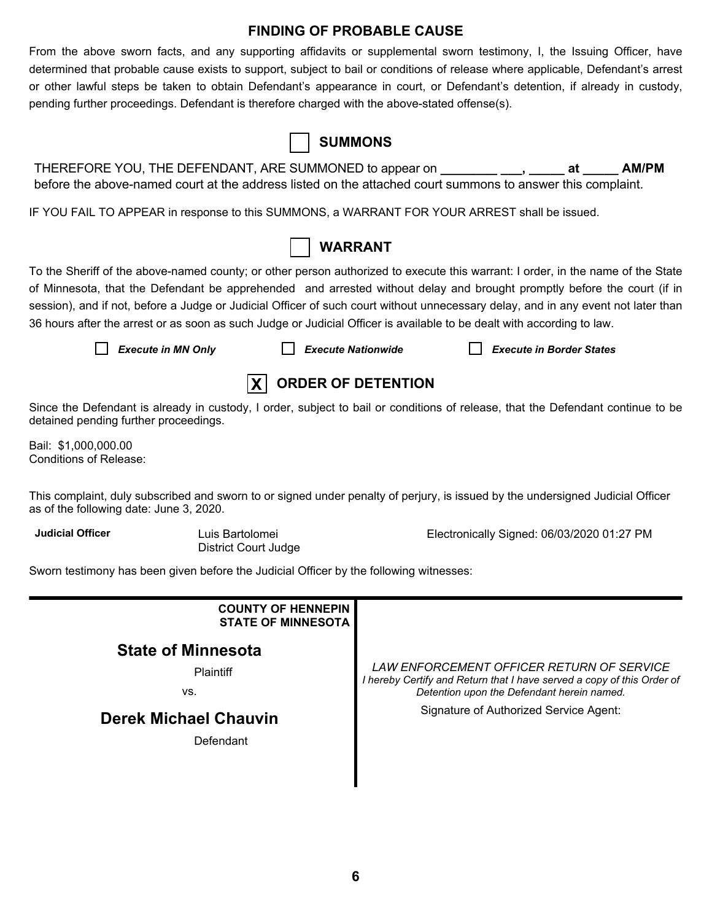## FINDING OF PROBABLE CAUSE

From the above sworn facts, and any supporting affidavits or supplemental sworn testimony, I, the Issuing Officer, have determined that probable cause exists to support, subject to bail or conditions of release where applicable, Defendant's arrest or other lawful steps be taken to obtain Defendant's appearance in court, or Defendant's detention, if already in custody, pending further proceedings. Defendant is therefore charged with the above-stated offense(s).

## ☐ SUMMONS

THEREFORE YOU, THE DEFENDANT, ARE SUMMONED to appear on ________ ___, _____ at _____ AM/PM before the above-named court at the address listed on the attached court summons to answer this complaint.

IF YOU FAIL TO APPEAR in response to this SUMMONS, a WARRANT FOR YOUR ARREST shall be issued.

## ☐ WARRANT

To the Sheriff of the above-named county; or other person authorized to execute this warrant: I order, in the name of the State of Minnesota, that the Defendant be apprehended and arrested without delay and brought promptly before the court (if in session), and if not, before a Judge or Judicial Officer of such court without unnecessary delay, and in any event not later than 36 hours after the arrest or as soon as such Judge or Judicial Officer is available to be dealt with according to law.

☐ *Execute in MN Only* ☐ *Execute Nationwide* ☐ *Execute in Border States*

## ☒ ORDER OF DETENTION

Since the Defendant is already in custody, I order, subject to bail or conditions of release, that the Defendant continue to be detained pending further proceedings.

Bail: $1,000,000.00
Conditions of Release:

This complaint, duly subscribed and sworn to or signed under penalty of perjury, is issued by the undersigned Judicial Officer as of the following date: June 3, 2020.

**Judicial Officer** Luis Bartolomei
District Court Judge

Electronically Signed: 06/03/2020 01:27 PM

Sworn testimony has been given before the Judicial Officer by the following witnesses:

---

**COUNTY OF HENNEPIN**
**STATE OF MINNESOTA**

**State of Minnesota**

Plaintiff

vs.

**Derek Michael Chauvin**

Defendant

*LAW ENFORCEMENT OFFICER RETURN OF SERVICE*
*I hereby Certify and Return that I have served a copy of this Order of Detention upon the Defendant herein named.*

Signature of Authorized Service Agent: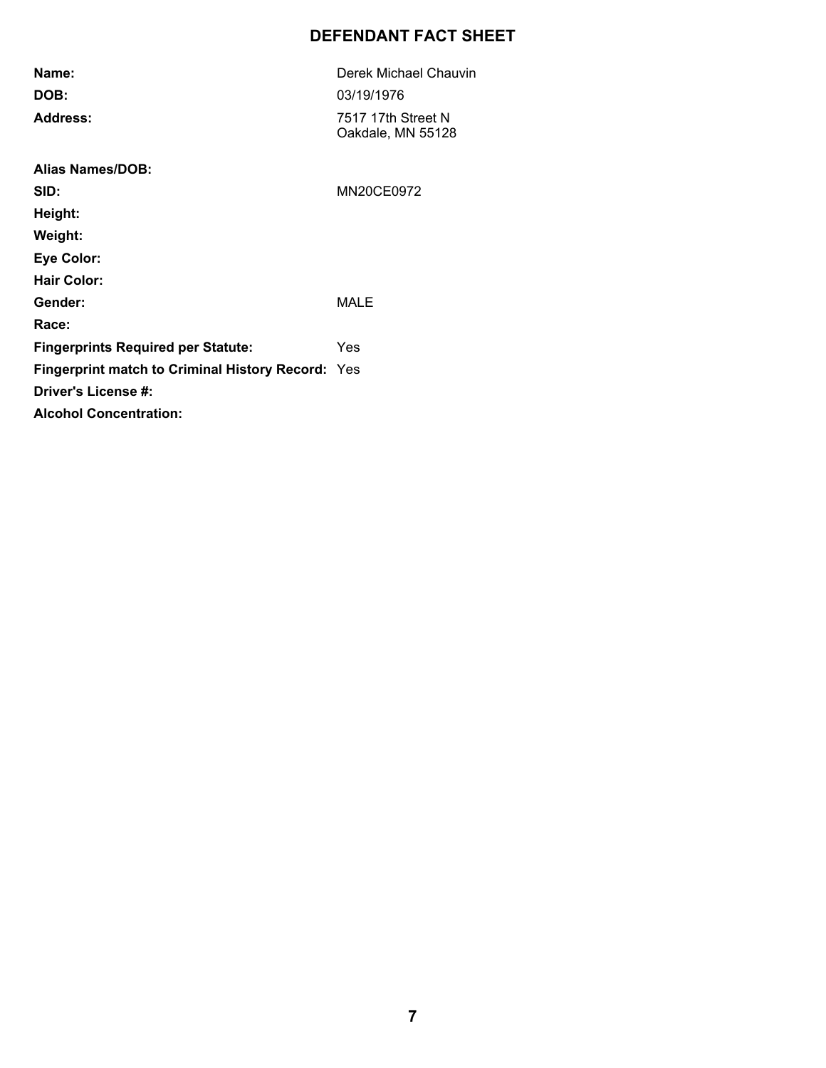# DEFENDANT FACT SHEET

| | |
|---|---|
| **Name:** | Derek Michael Chauvin |
| **DOB:** | 03/19/1976 |
| **Address:** | 7517 17th Street N<br>Oakdale, MN 55128 |
| **Alias Names/DOB:** | |
| **SID:** | MN20CE0972 |
| **Height:** | |
| **Weight:** | |
| **Eye Color:** | |
| **Hair Color:** | |
| **Gender:** | MALE |
| **Race:** | |
| **Fingerprints Required per Statute:** | Yes |
| **Fingerprint match to Criminal History Record:** | Yes |
| **Driver's License #:** | |
| **Alcohol Concentration:** | |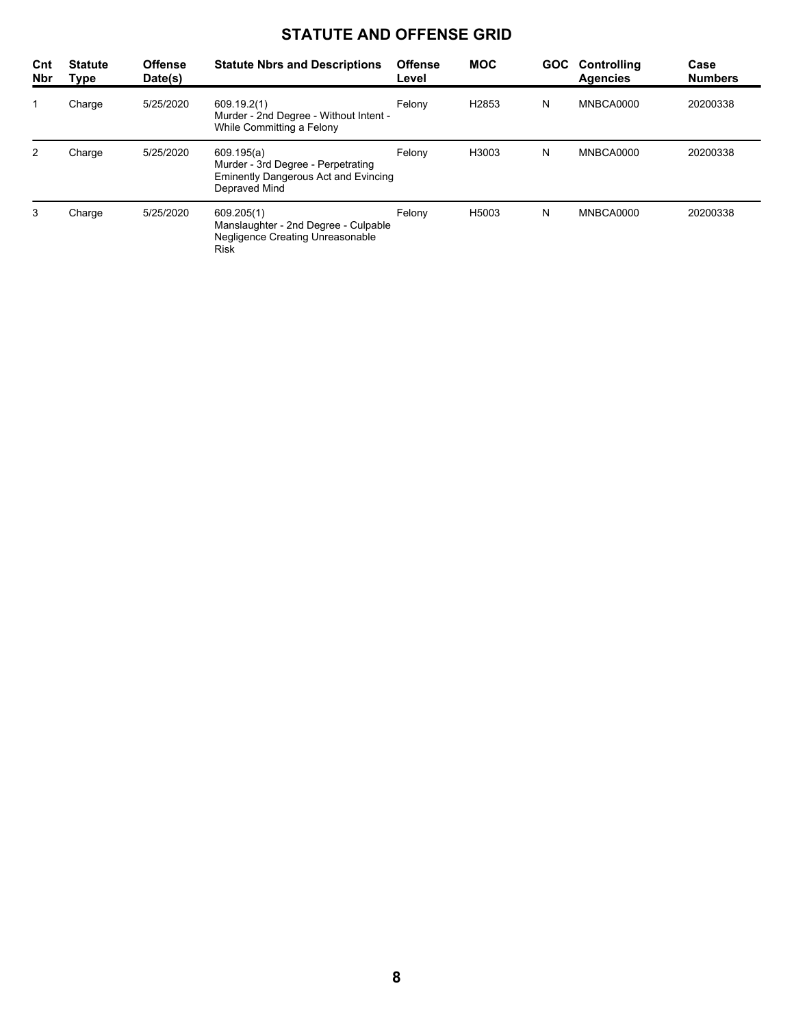## STATUTE AND OFFENSE GRID

| Cnt Nbr | Statute Type | Offense Date(s) | Statute Nbrs and Descriptions | Offense Level | MOC | GOC | Controlling Agencies | Case Numbers |
|---|---|---|---|---|---|---|---|---|
| 1 | Charge | 5/25/2020 | 609.19.2(1) Murder - 2nd Degree - Without Intent - While Committing a Felony | Felony | H2853 | N | MNBCA0000 | 20200338 |
| 2 | Charge | 5/25/2020 | 609.195(a) Murder - 3rd Degree - Perpetrating Eminently Dangerous Act and Evincing Depraved Mind | Felony | H3003 | N | MNBCA0000 | 20200338 |
| 3 | Charge | 5/25/2020 | 609.205(1) Manslaughter - 2nd Degree - Culpable Negligence Creating Unreasonable Risk | Felony | H5003 | N | MNBCA0000 | 20200338 |